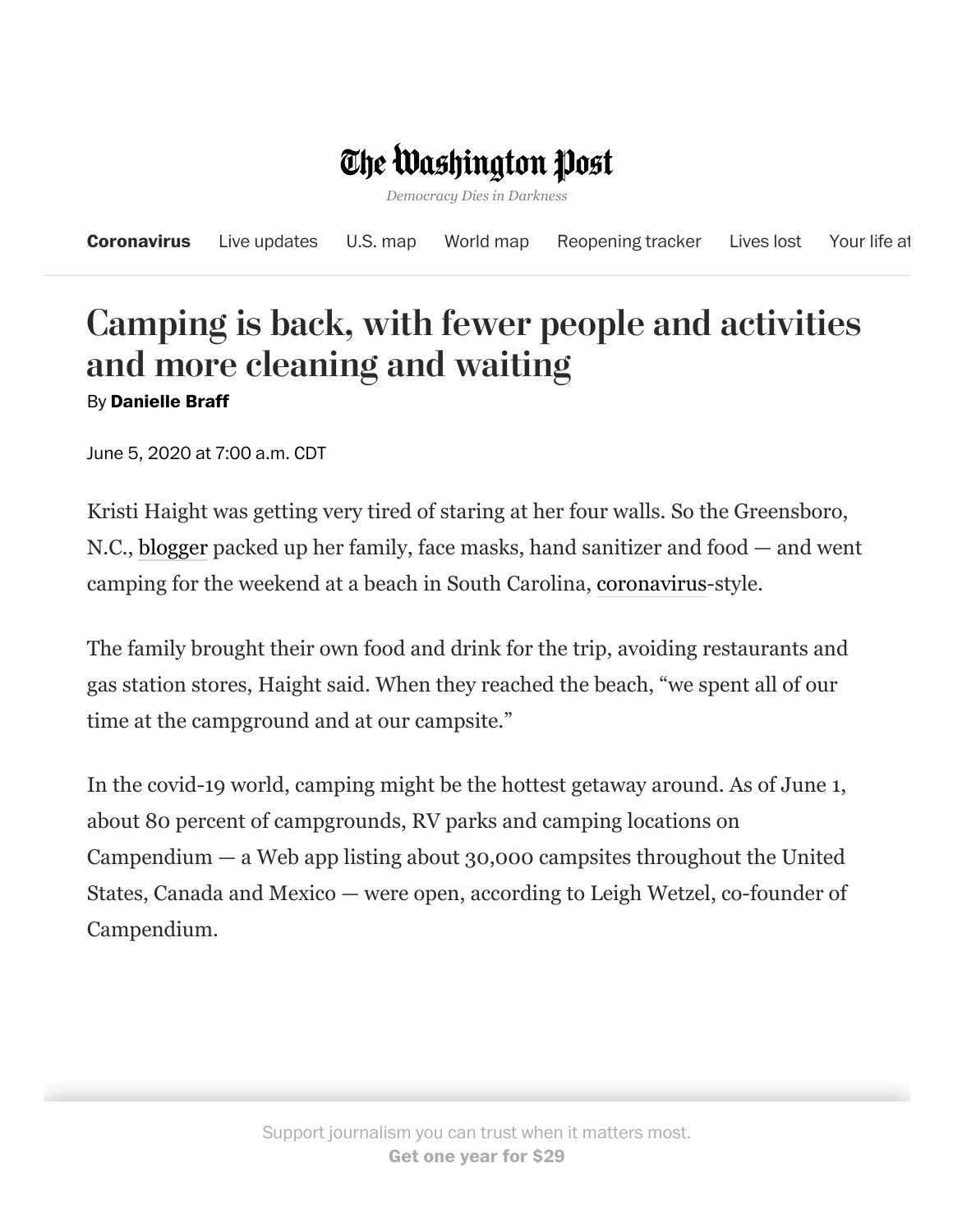# Camping is back, with fewer people and activities and more cleaning and waiting

By **Danielle Braff**

June 5, 2020 at 7:00 a.m. CDT

Kristi Haight was getting very tired of staring at her four walls. So the Greensboro, N.C., blogger packed up her family, face masks, hand sanitizer and food — and went camping for the weekend at a beach in South Carolina, coronavirus-style.

The family brought their own food and drink for the trip, avoiding restaurants and gas station stores, Haight said. When they reached the beach, "we spent all of our time at the campground and at our campsite."

In the covid-19 world, camping might be the hottest getaway around. As of June 1, about 80 percent of campgrounds, RV parks and camping locations on Campendium — a Web app listing about 30,000 campsites throughout the United States, Canada and Mexico — were open, according to Leigh Wetzel, co-founder of Campendium.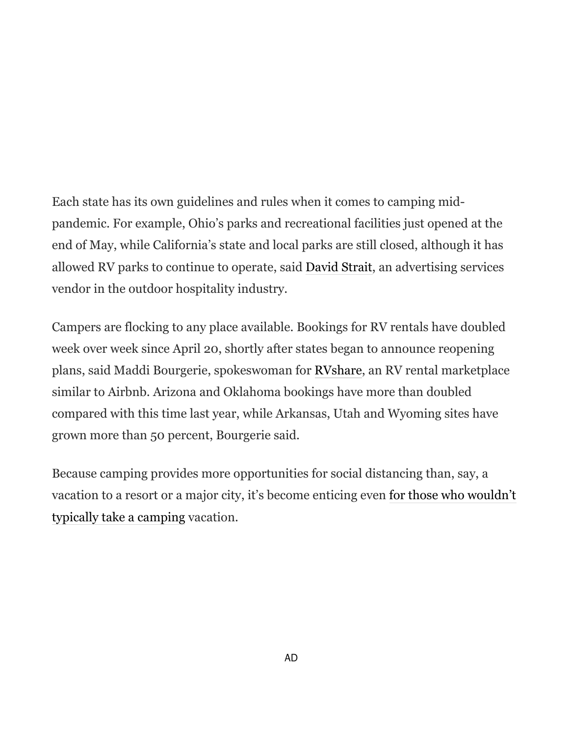Each state has its own guidelines and rules when it comes to camping mid-pandemic. For example, Ohio's parks and recreational facilities just opened at the end of May, while California's state and local parks are still closed, although it has allowed RV parks to continue to operate, said David Strait, an advertising services vendor in the outdoor hospitality industry.

Campers are flocking to any place available. Bookings for RV rentals have doubled week over week since April 20, shortly after states began to announce reopening plans, said Maddi Bourgerie, spokeswoman for RVshare, an RV rental marketplace similar to Airbnb. Arizona and Oklahoma bookings have more than doubled compared with this time last year, while Arkansas, Utah and Wyoming sites have grown more than 50 percent, Bourgerie said.

Because camping provides more opportunities for social distancing than, say, a vacation to a resort or a major city, it's become enticing even for those who wouldn't typically take a camping vacation.

AD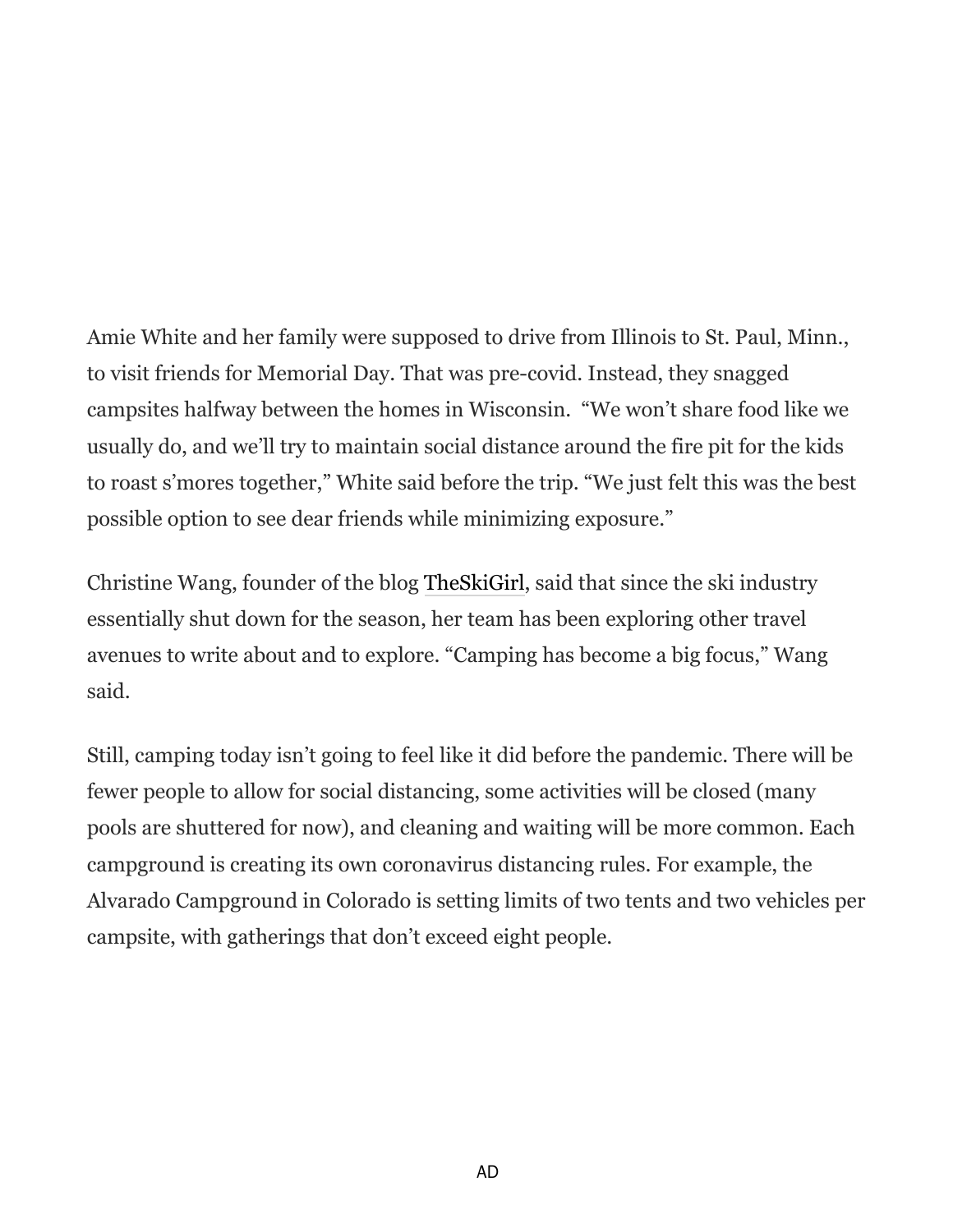Amie White and her family were supposed to drive from Illinois to St. Paul, Minn., to visit friends for Memorial Day. That was pre-covid. Instead, they snagged campsites halfway between the homes in Wisconsin. “We won’t share food like we usually do, and we’ll try to maintain social distance around the fire pit for the kids to roast s’mores together,” White said before the trip. “We just felt this was the best possible option to see dear friends while minimizing exposure.”

Christine Wang, founder of the blog TheSkiGirl, said that since the ski industry essentially shut down for the season, her team has been exploring other travel avenues to write about and to explore. “Camping has become a big focus,” Wang said.

Still, camping today isn’t going to feel like it did before the pandemic. There will be fewer people to allow for social distancing, some activities will be closed (many pools are shuttered for now), and cleaning and waiting will be more common. Each campground is creating its own coronavirus distancing rules. For example, the Alvarado Campground in Colorado is setting limits of two tents and two vehicles per campsite, with gatherings that don’t exceed eight people.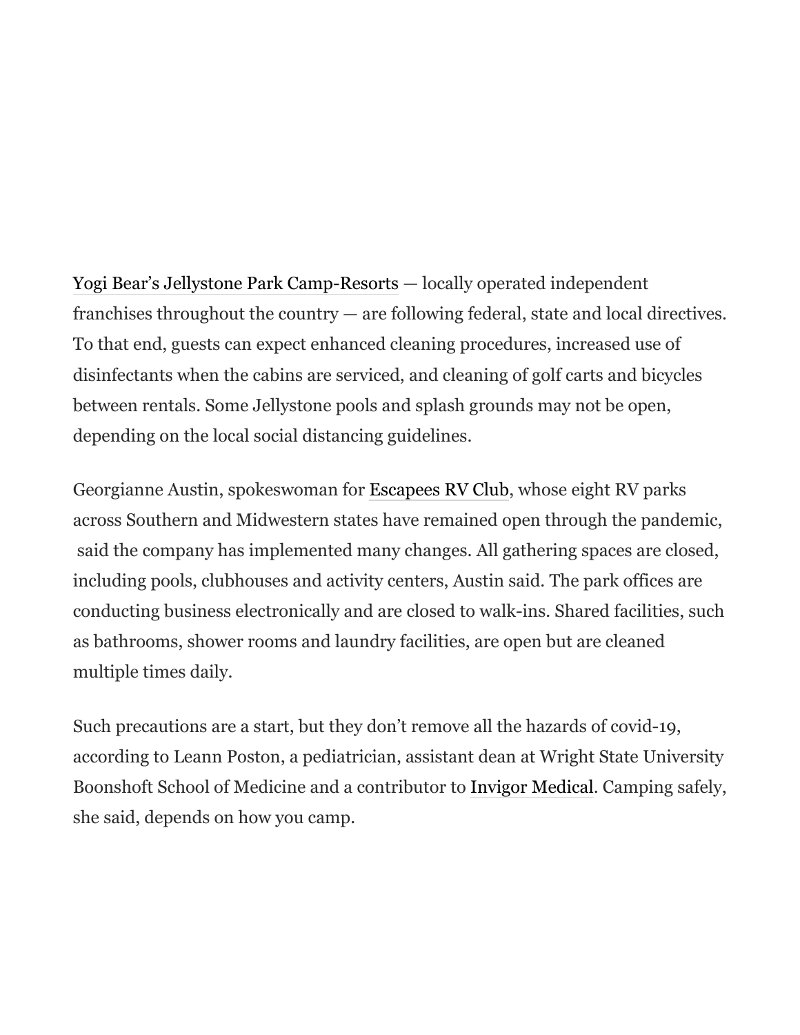Yogi Bear's Jellystone Park Camp-Resorts — locally operated independent franchises throughout the country — are following federal, state and local directives. To that end, guests can expect enhanced cleaning procedures, increased use of disinfectants when the cabins are serviced, and cleaning of golf carts and bicycles between rentals. Some Jellystone pools and splash grounds may not be open, depending on the local social distancing guidelines.

Georgianne Austin, spokeswoman for Escapees RV Club, whose eight RV parks across Southern and Midwestern states have remained open through the pandemic, said the company has implemented many changes. All gathering spaces are closed, including pools, clubhouses and activity centers, Austin said. The park offices are conducting business electronically and are closed to walk-ins. Shared facilities, such as bathrooms, shower rooms and laundry facilities, are open but are cleaned multiple times daily.

Such precautions are a start, but they don't remove all the hazards of covid-19, according to Leann Poston, a pediatrician, assistant dean at Wright State University Boonshoft School of Medicine and a contributor to Invigor Medical. Camping safely, she said, depends on how you camp.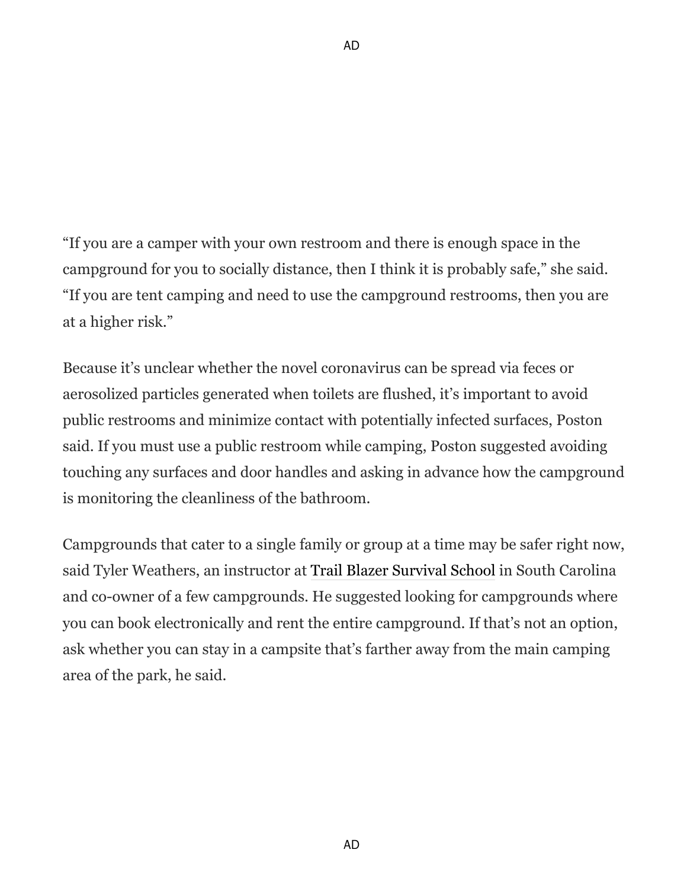"If you are a camper with your own restroom and there is enough space in the campground for you to socially distance, then I think it is probably safe," she said. "If you are tent camping and need to use the campground restrooms, then you are at a higher risk."

Because it's unclear whether the novel coronavirus can be spread via feces or aerosolized particles generated when toilets are flushed, it's important to avoid public restrooms and minimize contact with potentially infected surfaces, Poston said. If you must use a public restroom while camping, Poston suggested avoiding touching any surfaces and door handles and asking in advance how the campground is monitoring the cleanliness of the bathroom.

Campgrounds that cater to a single family or group at a time may be safer right now, said Tyler Weathers, an instructor at Trail Blazer Survival School in South Carolina and co-owner of a few campgrounds. He suggested looking for campgrounds where you can book electronically and rent the entire campground. If that's not an option, ask whether you can stay in a campsite that's farther away from the main camping area of the park, he said.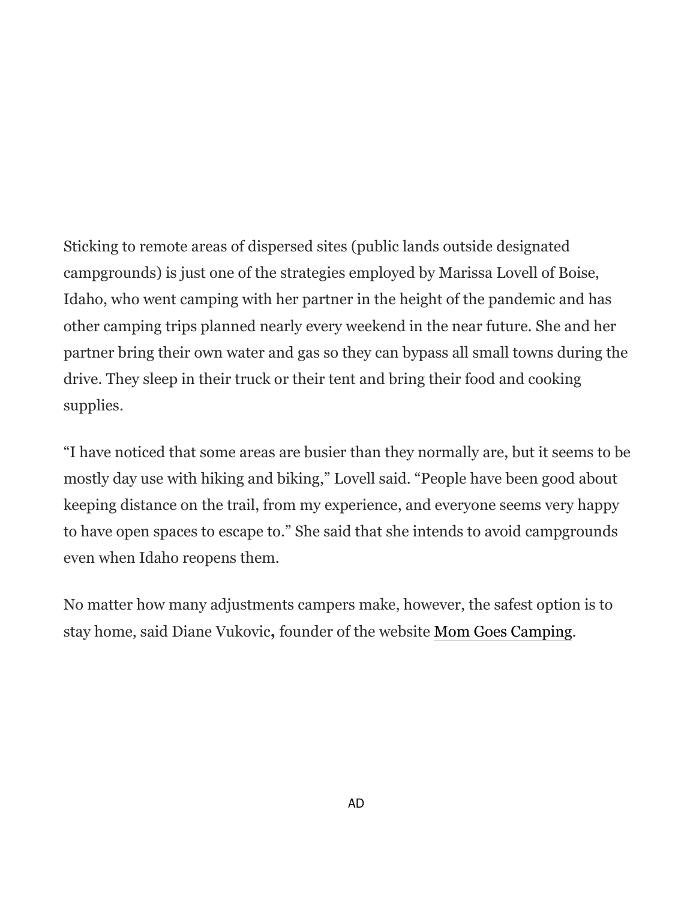Sticking to remote areas of dispersed sites (public lands outside designated campgrounds) is just one of the strategies employed by Marissa Lovell of Boise, Idaho, who went camping with her partner in the height of the pandemic and has other camping trips planned nearly every weekend in the near future. She and her partner bring their own water and gas so they can bypass all small towns during the drive. They sleep in their truck or their tent and bring their food and cooking supplies.

"I have noticed that some areas are busier than they normally are, but it seems to be mostly day use with hiking and biking," Lovell said. "People have been good about keeping distance on the trail, from my experience, and everyone seems very happy to have open spaces to escape to." She said that she intends to avoid campgrounds even when Idaho reopens them.

No matter how many adjustments campers make, however, the safest option is to stay home, said Diane Vukovic**,** founder of the website Mom Goes Camping.

AD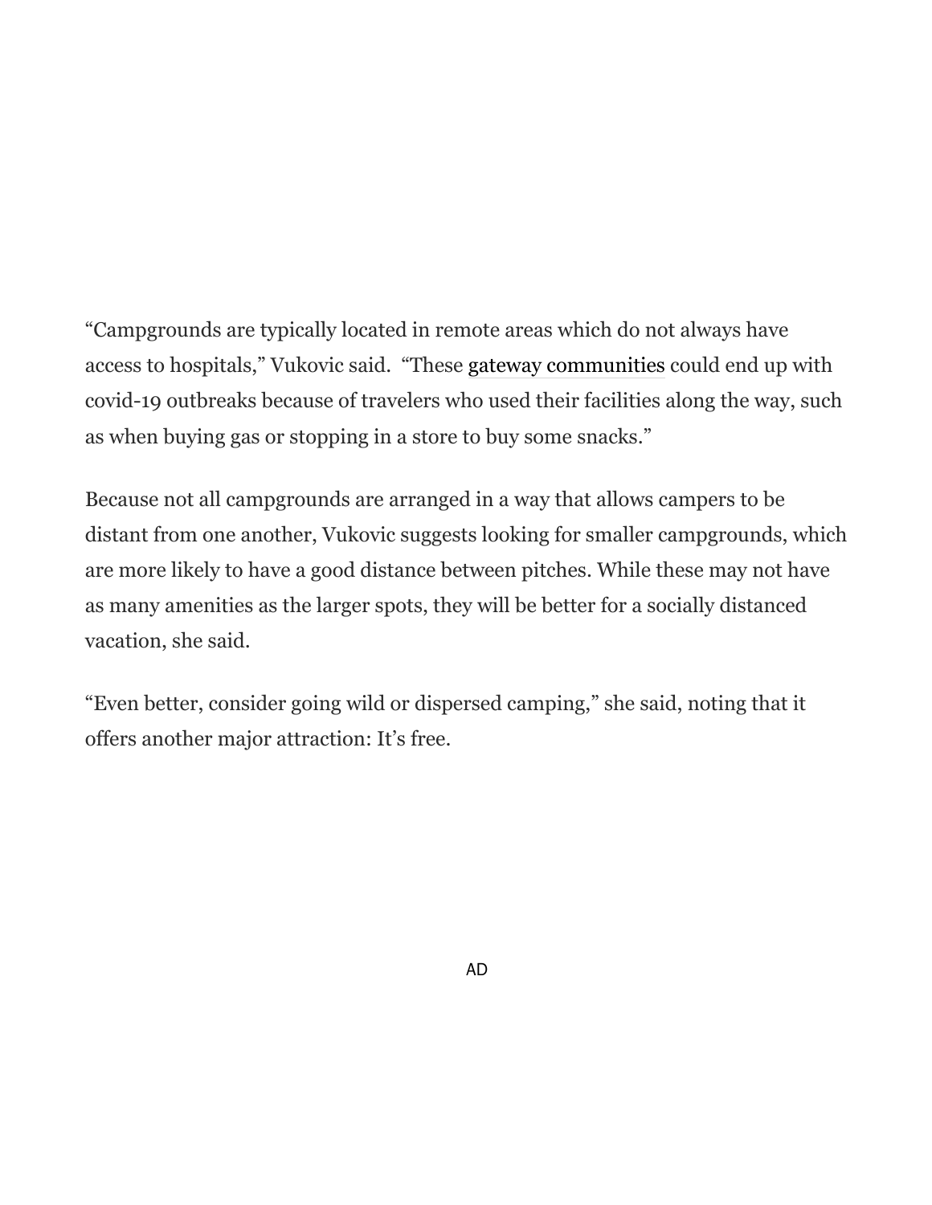"Campgrounds are typically located in remote areas which do not always have access to hospitals," Vukovic said. "These gateway communities could end up with covid-19 outbreaks because of travelers who used their facilities along the way, such as when buying gas or stopping in a store to buy some snacks."

Because not all campgrounds are arranged in a way that allows campers to be distant from one another, Vukovic suggests looking for smaller campgrounds, which are more likely to have a good distance between pitches. While these may not have as many amenities as the larger spots, they will be better for a socially distanced vacation, she said.

"Even better, consider going wild or dispersed camping," she said, noting that it offers another major attraction: It's free.

AD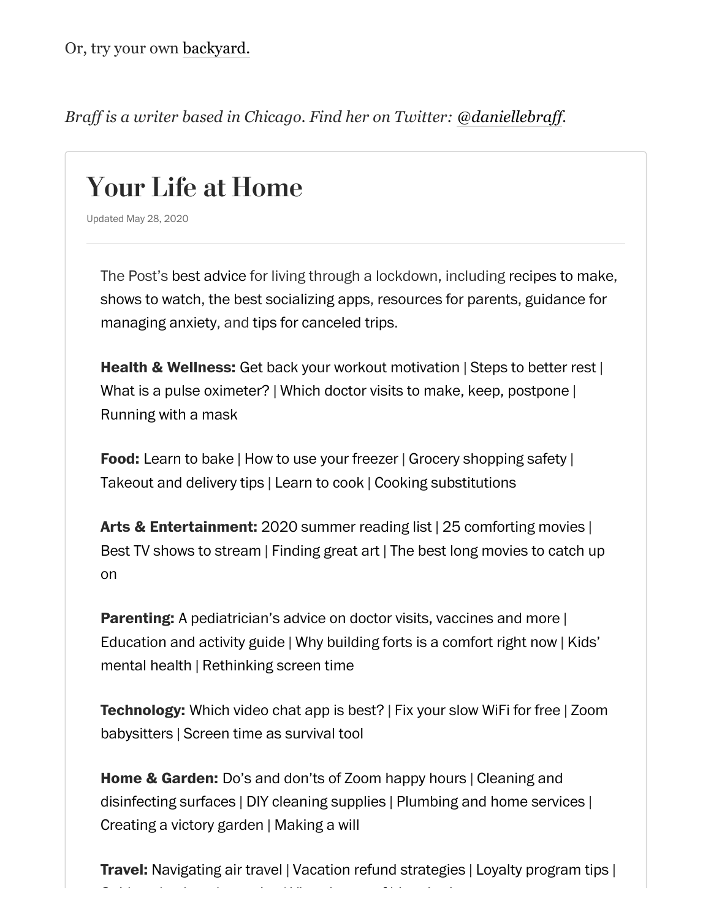Or, try your own backyard.

*Braff is a writer based in Chicago. Find her on Twitter: @daniellebraff.*

## Your Life at Home

Updated May 28, 2020

The Post's best advice for living through a lockdown, including recipes to make, shows to watch, the best socializing apps, resources for parents, guidance for managing anxiety, and tips for canceled trips.

**Health & Wellness:** Get back your workout motivation | Steps to better rest | What is a pulse oximeter? | Which doctor visits to make, keep, postpone | Running with a mask

**Food:** Learn to bake | How to use your freezer | Grocery shopping safety | Takeout and delivery tips | Learn to cook | Cooking substitutions

**Arts & Entertainment:** 2020 summer reading list | 25 comforting movies | Best TV shows to stream | Finding great art | The best long movies to catch up on

**Parenting:** A pediatrician's advice on doctor visits, vaccines and more | Education and activity guide | Why building forts is a comfort right now | Kids' mental health | Rethinking screen time

**Technology:** Which video chat app is best? | Fix your slow WiFi for free | Zoom babysitters | Screen time as survival tool

**Home & Garden:** Do's and don'ts of Zoom happy hours | Cleaning and disinfecting surfaces | DIY cleaning supplies | Plumbing and home services | Creating a victory garden | Making a will

**Travel:** Navigating air travel | Vacation refund strategies | Loyalty program tips |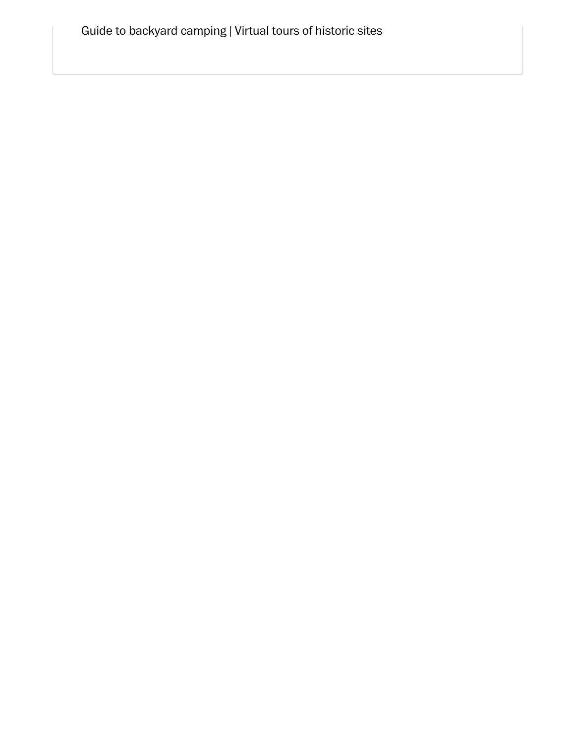Guide to backyard camping | Virtual tours of historic sites